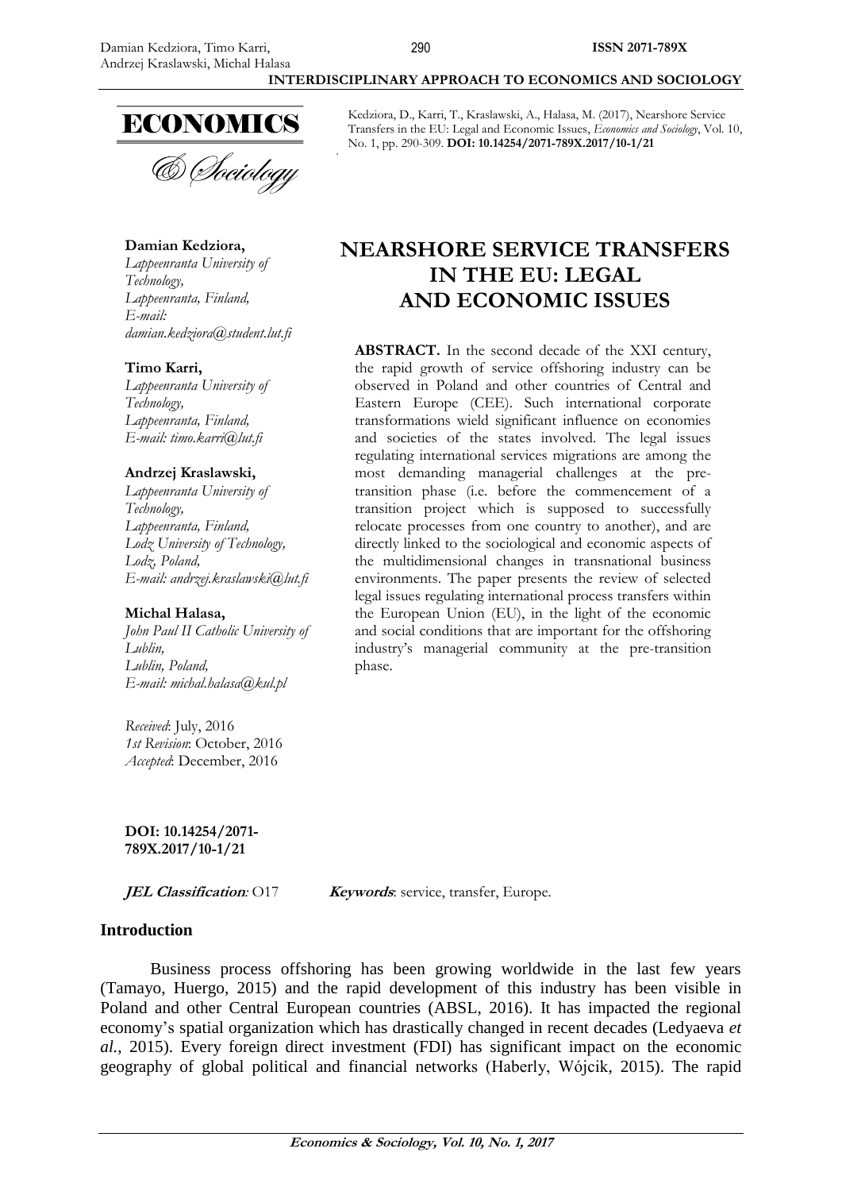ECONOMICS

& Sociology

Kedziora, D., Karri, T., Kraslawski, A., Halasa, M. (2017), Nearshore Service Transfers in the EU: Legal and Economic Issues, *Economics and Sociology*, Vol. 10, No. 1, pp. 290-309. **DOI: 10.14254/2071-789X.2017/10-1/21**

**Damian Kedziora,**
*Lappeenranta University of Technology,*
*Lappeenranta, Finland,*
*E-mail: damian.kedziora@student.lut.fi*

**Timo Karri,**
*Lappeenranta University of Technology,*
*Lappeenranta, Finland,*
*E-mail: timo.karri@lut.fi*

**Andrzej Kraslawski,**
*Lappeenranta University of Technology,*
*Lappeenranta, Finland,*
*Lodz University of Technology,*
*Lodz, Poland,*
*E-mail: andrzej.kraslawski@lut.fi*

**Michal Halasa,**
*John Paul II Catholic University of Lublin,*
*Lublin, Poland,*
*E-mail: michal.halasa@kul.pl*

# NEARSHORE SERVICE TRANSFERS IN THE EU: LEGAL AND ECONOMIC ISSUES

**ABSTRACT.** In the second decade of the XXI century, the rapid growth of service offshoring industry can be observed in Poland and other countries of Central and Eastern Europe (CEE). Such international corporate transformations wield significant influence on economies and societies of the states involved. The legal issues regulating international services migrations are among the most demanding managerial challenges at the pre-transition phase (i.e. before the commencement of a transition project which is supposed to successfully relocate processes from one country to another), and are directly linked to the sociological and economic aspects of the multidimensional changes in transnational business environments. The paper presents the review of selected legal issues regulating international process transfers within the European Union (EU), in the light of the economic and social conditions that are important for the offshoring industry's managerial community at the pre-transition phase.

*Received*: July, 2016
*1st Revision*: October, 2016
*Accepted*: December, 2016

**DOI: 10.14254/2071-789X.2017/10-1/21**

***JEL Classification:*** O17 ***Keywords***: service, transfer, Europe.

## Introduction

Business process offshoring has been growing worldwide in the last few years (Tamayo, Huergo, 2015) and the rapid development of this industry has been visible in Poland and other Central European countries (ABSL, 2016). It has impacted the regional economy's spatial organization which has drastically changed in recent decades (Ledyaeva *et al.*, 2015). Every foreign direct investment (FDI) has significant impact on the economic geography of global political and financial networks (Haberly, Wójcik, 2015). The rapid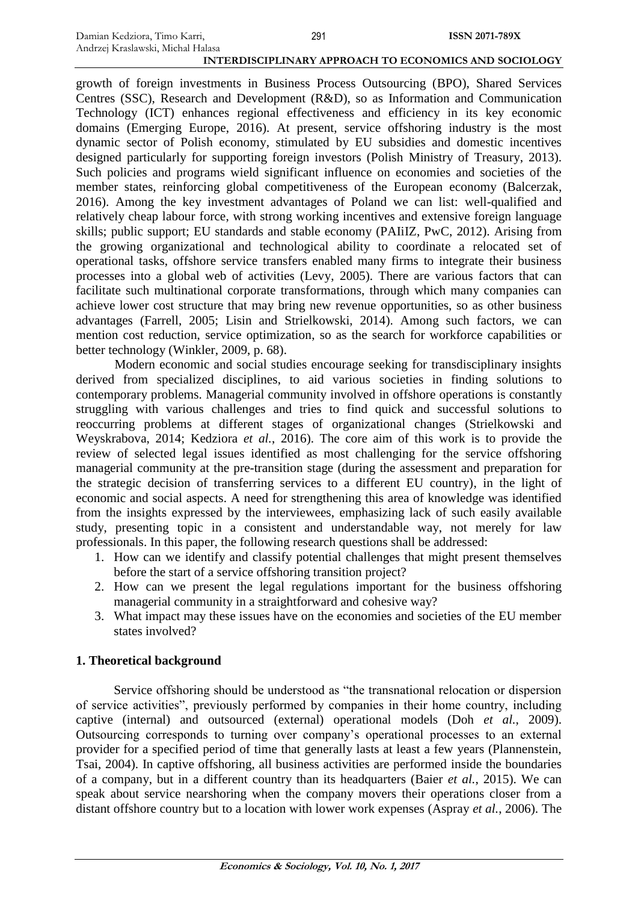growth of foreign investments in Business Process Outsourcing (BPO), Shared Services Centres (SSC), Research and Development (R&D), so as Information and Communication Technology (ICT) enhances regional effectiveness and efficiency in its key economic domains (Emerging Europe, 2016). At present, service offshoring industry is the most dynamic sector of Polish economy, stimulated by EU subsidies and domestic incentives designed particularly for supporting foreign investors (Polish Ministry of Treasury, 2013). Such policies and programs wield significant influence on economies and societies of the member states, reinforcing global competitiveness of the European economy (Balcerzak, 2016). Among the key investment advantages of Poland we can list: well-qualified and relatively cheap labour force, with strong working incentives and extensive foreign language skills; public support; EU standards and stable economy (PAIiIZ, PwC, 2012). Arising from the growing organizational and technological ability to coordinate a relocated set of operational tasks, offshore service transfers enabled many firms to integrate their business processes into a global web of activities (Levy, 2005). There are various factors that can facilitate such multinational corporate transformations, through which many companies can achieve lower cost structure that may bring new revenue opportunities, so as other business advantages (Farrell, 2005; Lisin and Strielkowski, 2014). Among such factors, we can mention cost reduction, service optimization, so as the search for workforce capabilities or better technology (Winkler, 2009, p. 68).

Modern economic and social studies encourage seeking for transdisciplinary insights derived from specialized disciplines, to aid various societies in finding solutions to contemporary problems. Managerial community involved in offshore operations is constantly struggling with various challenges and tries to find quick and successful solutions to reoccurring problems at different stages of organizational changes (Strielkowski and Weyskrabova, 2014; Kedziora *et al.*, 2016). The core aim of this work is to provide the review of selected legal issues identified as most challenging for the service offshoring managerial community at the pre-transition stage (during the assessment and preparation for the strategic decision of transferring services to a different EU country), in the light of economic and social aspects. A need for strengthening this area of knowledge was identified from the insights expressed by the interviewees, emphasizing lack of such easily available study, presenting topic in a consistent and understandable way, not merely for law professionals. In this paper, the following research questions shall be addressed:

1. How can we identify and classify potential challenges that might present themselves before the start of a service offshoring transition project?
2. How can we present the legal regulations important for the business offshoring managerial community in a straightforward and cohesive way?
3. What impact may these issues have on the economies and societies of the EU member states involved?

## 1. Theoretical background

Service offshoring should be understood as "the transnational relocation or dispersion of service activities", previously performed by companies in their home country, including captive (internal) and outsourced (external) operational models (Doh *et al.*, 2009). Outsourcing corresponds to turning over company's operational processes to an external provider for a specified period of time that generally lasts at least a few years (Plannenstein, Tsai, 2004). In captive offshoring, all business activities are performed inside the boundaries of a company, but in a different country than its headquarters (Baier *et al.*, 2015). We can speak about service nearshoring when the company movers their operations closer from a distant offshore country but to a location with lower work expenses (Aspray *et al.*, 2006). The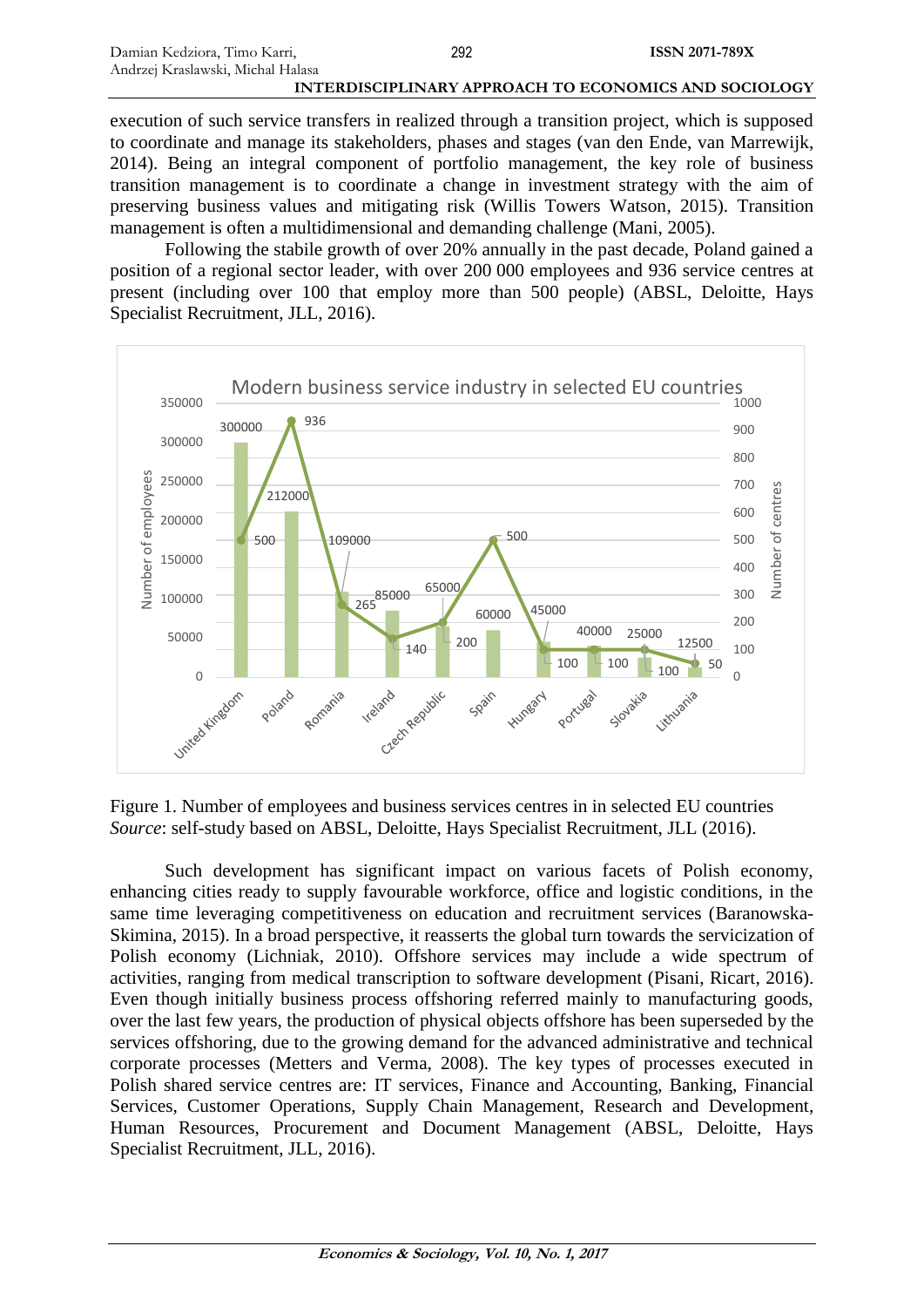execution of such service transfers in realized through a transition project, which is supposed to coordinate and manage its stakeholders, phases and stages (van den Ende, van Marrewijk, 2014). Being an integral component of portfolio management, the key role of business transition management is to coordinate a change in investment strategy with the aim of preserving business values and mitigating risk (Willis Towers Watson, 2015). Transition management is often a multidimensional and demanding challenge (Mani, 2005).

Following the stabile growth of over 20% annually in the past decade, Poland gained a position of a regional sector leader, with over 200 000 employees and 936 service centres at present (including over 100 that employ more than 500 people) (ABSL, Deloitte, Hays Specialist Recruitment, JLL, 2016).

**Modern business service industry in selected EU countries**

| Country | Number of employees | Number of centres |
|---|---|---|
| United Kingdom | 300000 | 500 |
| Poland | 212000 | 936 |
| Romania | 109000 | 265 |
| Ireland | 85000 | 140 |
| Czech Republic | 65000 | 200 |
| Spain | 60000 | 500 |
| Hungary | 45000 | 100 |
| Portugal | 40000 | 100 |
| Slovakia | 25000 | 100 |
| Lithuania | 12500 | 50 |

Figure 1. Number of employees and business services centres in in selected EU countries
*Source*: self-study based on ABSL, Deloitte, Hays Specialist Recruitment, JLL (2016).

Such development has significant impact on various facets of Polish economy, enhancing cities ready to supply favourable workforce, office and logistic conditions, in the same time leveraging competitiveness on education and recruitment services (Baranowska-Skimina, 2015). In a broad perspective, it reasserts the global turn towards the servicization of Polish economy (Lichniak, 2010). Offshore services may include a wide spectrum of activities, ranging from medical transcription to software development (Pisani, Ricart, 2016). Even though initially business process offshoring referred mainly to manufacturing goods, over the last few years, the production of physical objects offshore has been superseded by the services offshoring, due to the growing demand for the advanced administrative and technical corporate processes (Metters and Verma, 2008). The key types of processes executed in Polish shared service centres are: IT services, Finance and Accounting, Banking, Financial Services, Customer Operations, Supply Chain Management, Research and Development, Human Resources, Procurement and Document Management (ABSL, Deloitte, Hays Specialist Recruitment, JLL, 2016).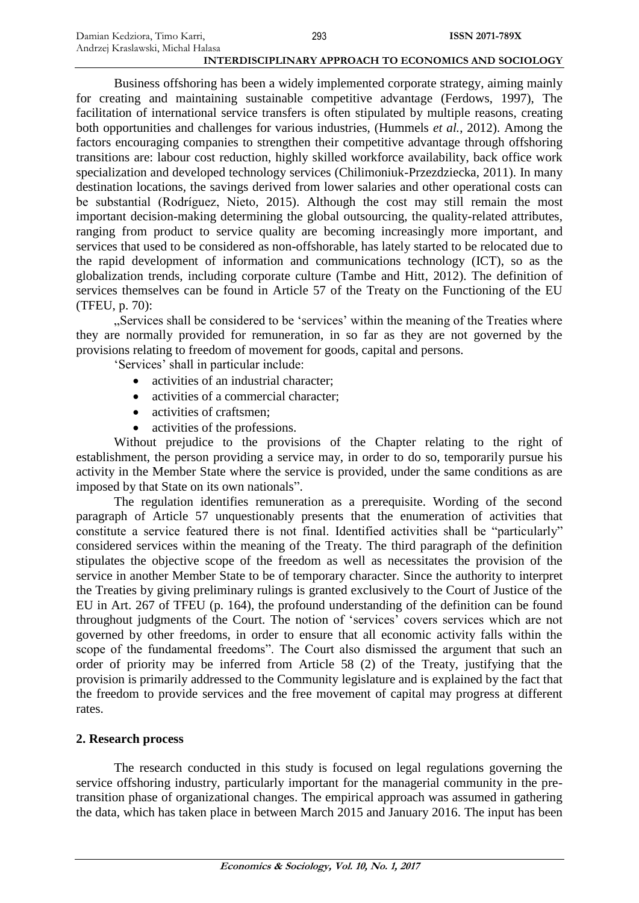Business offshoring has been a widely implemented corporate strategy, aiming mainly for creating and maintaining sustainable competitive advantage (Ferdows, 1997), The facilitation of international service transfers is often stipulated by multiple reasons, creating both opportunities and challenges for various industries, (Hummels *et al.*, 2012). Among the factors encouraging companies to strengthen their competitive advantage through offshoring transitions are: labour cost reduction, highly skilled workforce availability, back office work specialization and developed technology services (Chilimoniuk-Przezdziecka, 2011). In many destination locations, the savings derived from lower salaries and other operational costs can be substantial (Rodríguez, Nieto, 2015). Although the cost may still remain the most important decision-making determining the global outsourcing, the quality-related attributes, ranging from product to service quality are becoming increasingly more important, and services that used to be considered as non-offshorable, has lately started to be relocated due to the rapid development of information and communications technology (ICT), so as the globalization trends, including corporate culture (Tambe and Hitt, 2012). The definition of services themselves can be found in Article 57 of the Treaty on the Functioning of the EU (TFEU, p. 70):

„Services shall be considered to be 'services' within the meaning of the Treaties where they are normally provided for remuneration, in so far as they are not governed by the provisions relating to freedom of movement for goods, capital and persons.

'Services' shall in particular include:

- activities of an industrial character;
- activities of a commercial character;
- activities of craftsmen;
- activities of the professions.

Without prejudice to the provisions of the Chapter relating to the right of establishment, the person providing a service may, in order to do so, temporarily pursue his activity in the Member State where the service is provided, under the same conditions as are imposed by that State on its own nationals".

The regulation identifies remuneration as a prerequisite. Wording of the second paragraph of Article 57 unquestionably presents that the enumeration of activities that constitute a service featured there is not final. Identified activities shall be "particularly" considered services within the meaning of the Treaty. The third paragraph of the definition stipulates the objective scope of the freedom as well as necessitates the provision of the service in another Member State to be of temporary character. Since the authority to interpret the Treaties by giving preliminary rulings is granted exclusively to the Court of Justice of the EU in Art. 267 of TFEU (p. 164), the profound understanding of the definition can be found throughout judgments of the Court. The notion of 'services' covers services which are not governed by other freedoms, in order to ensure that all economic activity falls within the scope of the fundamental freedoms". The Court also dismissed the argument that such an order of priority may be inferred from Article 58 (2) of the Treaty, justifying that the provision is primarily addressed to the Community legislature and is explained by the fact that the freedom to provide services and the free movement of capital may progress at different rates.

## 2. Research process

The research conducted in this study is focused on legal regulations governing the service offshoring industry, particularly important for the managerial community in the pre-transition phase of organizational changes. The empirical approach was assumed in gathering the data, which has taken place in between March 2015 and January 2016. The input has been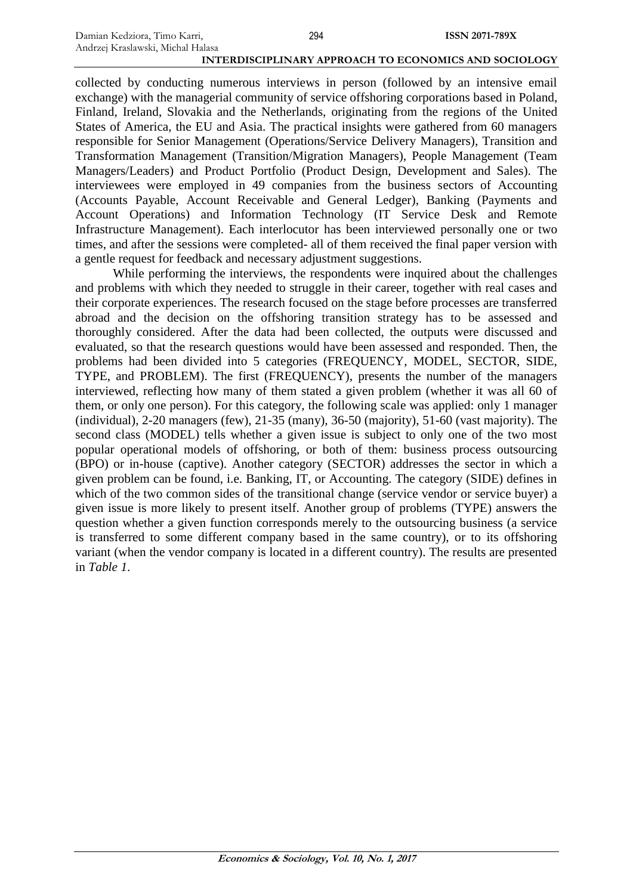collected by conducting numerous interviews in person (followed by an intensive email exchange) with the managerial community of service offshoring corporations based in Poland, Finland, Ireland, Slovakia and the Netherlands, originating from the regions of the United States of America, the EU and Asia. The practical insights were gathered from 60 managers responsible for Senior Management (Operations/Service Delivery Managers), Transition and Transformation Management (Transition/Migration Managers), People Management (Team Managers/Leaders) and Product Portfolio (Product Design, Development and Sales). The interviewees were employed in 49 companies from the business sectors of Accounting (Accounts Payable, Account Receivable and General Ledger), Banking (Payments and Account Operations) and Information Technology (IT Service Desk and Remote Infrastructure Management). Each interlocutor has been interviewed personally one or two times, and after the sessions were completed- all of them received the final paper version with a gentle request for feedback and necessary adjustment suggestions.

While performing the interviews, the respondents were inquired about the challenges and problems with which they needed to struggle in their career, together with real cases and their corporate experiences. The research focused on the stage before processes are transferred abroad and the decision on the offshoring transition strategy has to be assessed and thoroughly considered. After the data had been collected, the outputs were discussed and evaluated, so that the research questions would have been assessed and responded. Then, the problems had been divided into 5 categories (FREQUENCY, MODEL, SECTOR, SIDE, TYPE, and PROBLEM). The first (FREQUENCY), presents the number of the managers interviewed, reflecting how many of them stated a given problem (whether it was all 60 of them, or only one person). For this category, the following scale was applied: only 1 manager (individual), 2-20 managers (few), 21-35 (many), 36-50 (majority), 51-60 (vast majority). The second class (MODEL) tells whether a given issue is subject to only one of the two most popular operational models of offshoring, or both of them: business process outsourcing (BPO) or in-house (captive). Another category (SECTOR) addresses the sector in which a given problem can be found, i.e. Banking, IT, or Accounting. The category (SIDE) defines in which of the two common sides of the transitional change (service vendor or service buyer) a given issue is more likely to present itself. Another group of problems (TYPE) answers the question whether a given function corresponds merely to the outsourcing business (a service is transferred to some different company based in the same country), or to its offshoring variant (when the vendor company is located in a different country). The results are presented in *Table 1*.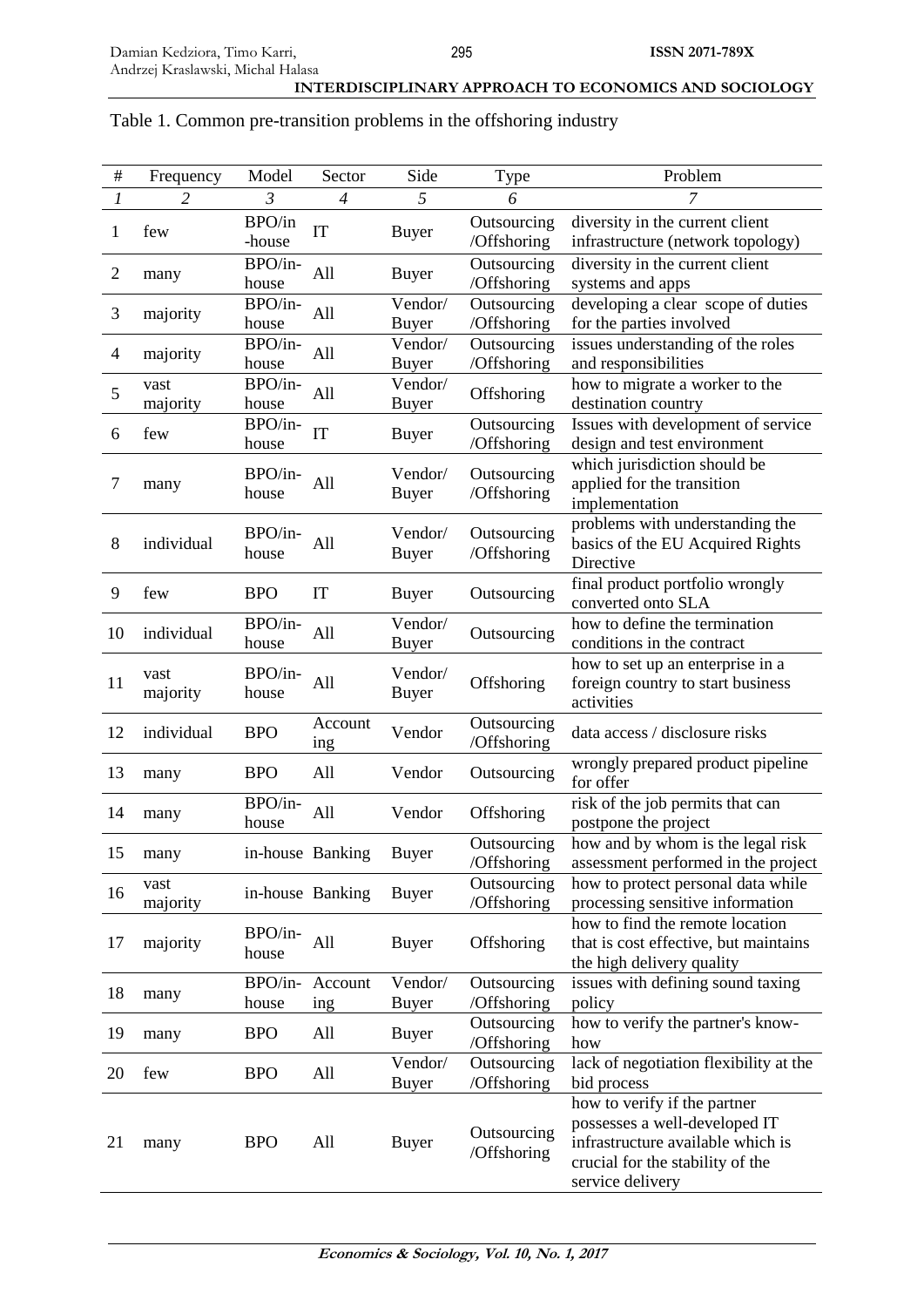Table 1. Common pre-transition problems in the offshoring industry

| # | Frequency | Model | Sector | Side | Type | Problem |
|---|---|---|---|---|---|---|
| *1* | *2* | *3* | *4* | *5* | *6* | *7* |
| 1 | few | BPO/in-house | IT | Buyer | Outsourcing/Offshoring | diversity in the current client infrastructure (network topology) |
| 2 | many | BPO/in-house | All | Buyer | Outsourcing/Offshoring | diversity in the current client systems and apps |
| 3 | majority | BPO/in-house | All | Vendor/Buyer | Outsourcing/Offshoring | developing a clear scope of duties for the parties involved |
| 4 | majority | BPO/in-house | All | Vendor/Buyer | Outsourcing/Offshoring | issues understanding of the roles and responsibilities |
| 5 | vast majority | BPO/in-house | All | Vendor/Buyer | Offshoring | how to migrate a worker to the destination country |
| 6 | few | BPO/in-house | IT | Buyer | Outsourcing/Offshoring | Issues with development of service design and test environment |
| 7 | many | BPO/in-house | All | Vendor/Buyer | Outsourcing/Offshoring | which jurisdiction should be applied for the transition implementation |
| 8 | individual | BPO/in-house | All | Vendor/Buyer | Outsourcing/Offshoring | problems with understanding the basics of the EU Acquired Rights Directive |
| 9 | few | BPO | IT | Buyer | Outsourcing | final product portfolio wrongly converted onto SLA |
| 10 | individual | BPO/in-house | All | Vendor/Buyer | Outsourcing | how to define the termination conditions in the contract |
| 11 | vast majority | BPO/in-house | All | Vendor/Buyer | Offshoring | how to set up an enterprise in a foreign country to start business activities |
| 12 | individual | BPO | Accounting | Vendor | Outsourcing/Offshoring | data access / disclosure risks |
| 13 | many | BPO | All | Vendor | Outsourcing | wrongly prepared product pipeline for offer |
| 14 | many | BPO/in-house | All | Vendor | Offshoring | risk of the job permits that can postpone the project |
| 15 | many | in-house | Banking | Buyer | Outsourcing/Offshoring | how and by whom is the legal risk assessment performed in the project |
| 16 | vast majority | in-house | Banking | Buyer | Outsourcing/Offshoring | how to protect personal data while processing sensitive information |
| 17 | majority | BPO/in-house | All | Buyer | Offshoring | how to find the remote location that is cost effective, but maintains the high delivery quality |
| 18 | many | BPO/in-house | Accounting | Vendor/Buyer | Outsourcing/Offshoring | issues with defining sound taxing policy |
| 19 | many | BPO | All | Buyer | Outsourcing/Offshoring | how to verify the partner's know-how |
| 20 | few | BPO | All | Vendor/Buyer | Outsourcing/Offshoring | lack of negotiation flexibility at the bid process |
| 21 | many | BPO | All | Buyer | Outsourcing/Offshoring | how to verify if the partner possesses a well-developed IT infrastructure available which is crucial for the stability of the service delivery |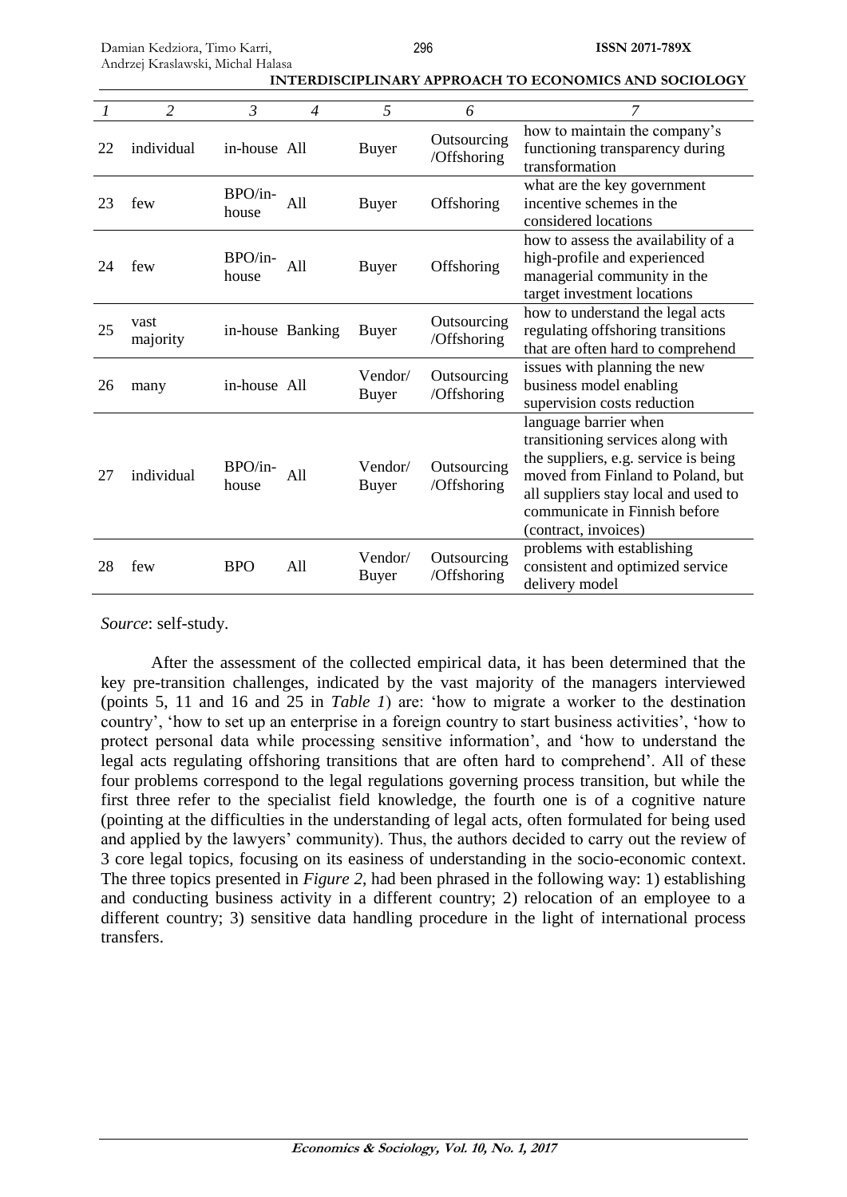| 1 | 2 | 3 | 4 | 5 | 6 | 7 |
|---|---|---|---|---|---|---|
| 22 | individual | in-house | All | Buyer | Outsourcing /Offshoring | how to maintain the company's functioning transparency during transformation |
| 23 | few | BPO/in-house | All | Buyer | Offshoring | what are the key government incentive schemes in the considered locations |
| 24 | few | BPO/in-house | All | Buyer | Offshoring | how to assess the availability of a high-profile and experienced managerial community in the target investment locations |
| 25 | vast majority | in-house | Banking | Buyer | Outsourcing /Offshoring | how to understand the legal acts regulating offshoring transitions that are often hard to comprehend |
| 26 | many | in-house | All | Vendor/ Buyer | Outsourcing /Offshoring | issues with planning the new business model enabling supervision costs reduction |
| 27 | individual | BPO/in-house | All | Vendor/ Buyer | Outsourcing /Offshoring | language barrier when transitioning services along with the suppliers, e.g. service is being moved from Finland to Poland, but all suppliers stay local and used to communicate in Finnish before (contract, invoices) |
| 28 | few | BPO | All | Vendor/ Buyer | Outsourcing /Offshoring | problems with establishing consistent and optimized service delivery model |

*Source*: self-study.

After the assessment of the collected empirical data, it has been determined that the key pre-transition challenges, indicated by the vast majority of the managers interviewed (points 5, 11 and 16 and 25 in *Table 1*) are: 'how to migrate a worker to the destination country', 'how to set up an enterprise in a foreign country to start business activities', 'how to protect personal data while processing sensitive information', and 'how to understand the legal acts regulating offshoring transitions that are often hard to comprehend'. All of these four problems correspond to the legal regulations governing process transition, but while the first three refer to the specialist field knowledge, the fourth one is of a cognitive nature (pointing at the difficulties in the understanding of legal acts, often formulated for being used and applied by the lawyers' community). Thus, the authors decided to carry out the review of 3 core legal topics, focusing on its easiness of understanding in the socio-economic context. The three topics presented in *Figure 2*, had been phrased in the following way: 1) establishing and conducting business activity in a different country; 2) relocation of an employee to a different country; 3) sensitive data handling procedure in the light of international process transfers.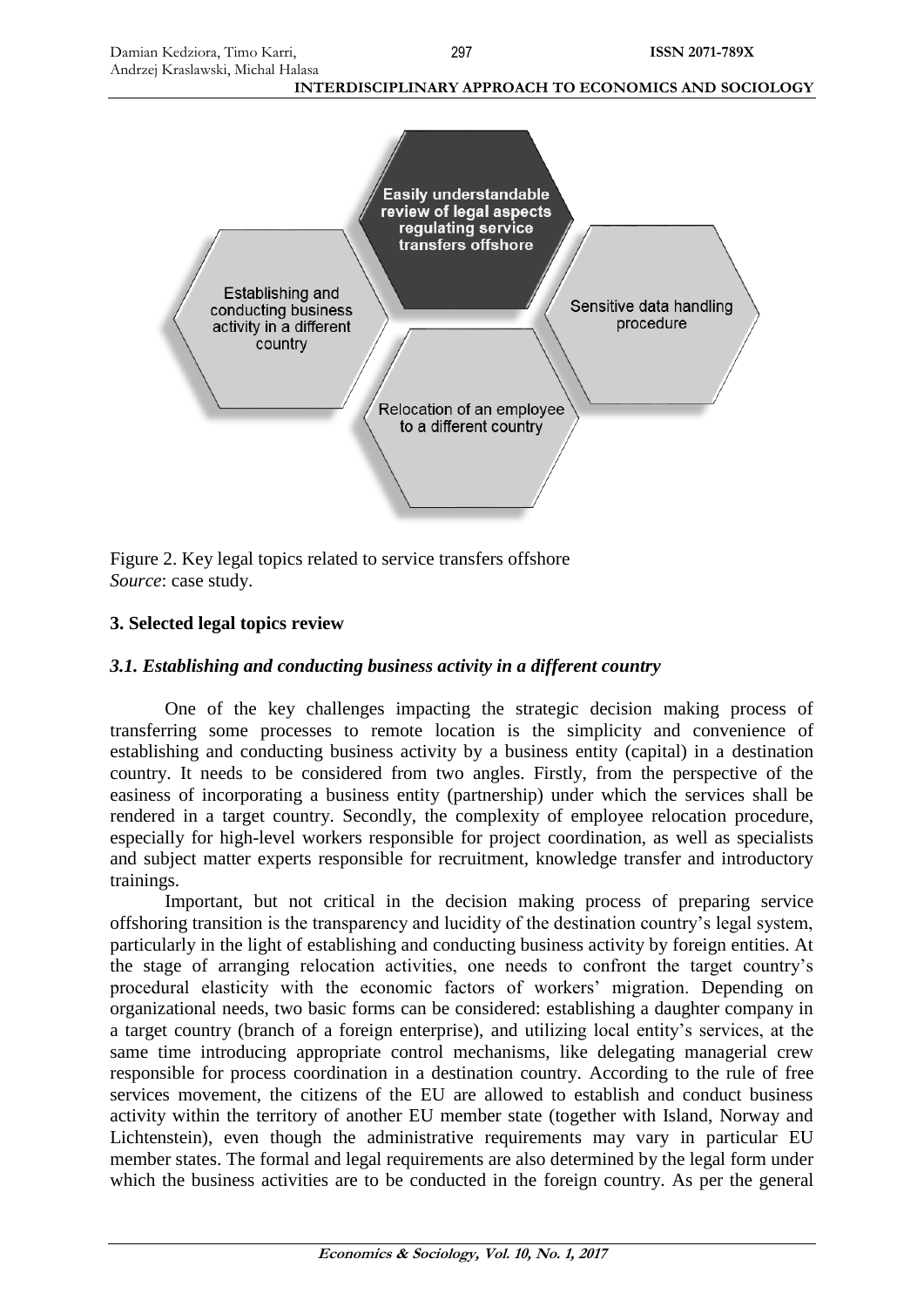Figure 2. Key legal topics related to service transfers offshore
*Source*: case study.

## 3. Selected legal topics review

### *3.1. Establishing and conducting business activity in a different country*

One of the key challenges impacting the strategic decision making process of transferring some processes to remote location is the simplicity and convenience of establishing and conducting business activity by a business entity (capital) in a destination country. It needs to be considered from two angles. Firstly, from the perspective of the easiness of incorporating a business entity (partnership) under which the services shall be rendered in a target country. Secondly, the complexity of employee relocation procedure, especially for high-level workers responsible for project coordination, as well as specialists and subject matter experts responsible for recruitment, knowledge transfer and introductory trainings.

Important, but not critical in the decision making process of preparing service offshoring transition is the transparency and lucidity of the destination country's legal system, particularly in the light of establishing and conducting business activity by foreign entities. At the stage of arranging relocation activities, one needs to confront the target country's procedural elasticity with the economic factors of workers' migration. Depending on organizational needs, two basic forms can be considered: establishing a daughter company in a target country (branch of a foreign enterprise), and utilizing local entity's services, at the same time introducing appropriate control mechanisms, like delegating managerial crew responsible for process coordination in a destination country. According to the rule of free services movement, the citizens of the EU are allowed to establish and conduct business activity within the territory of another EU member state (together with Island, Norway and Lichtenstein), even though the administrative requirements may vary in particular EU member states. The formal and legal requirements are also determined by the legal form under which the business activities are to be conducted in the foreign country. As per the general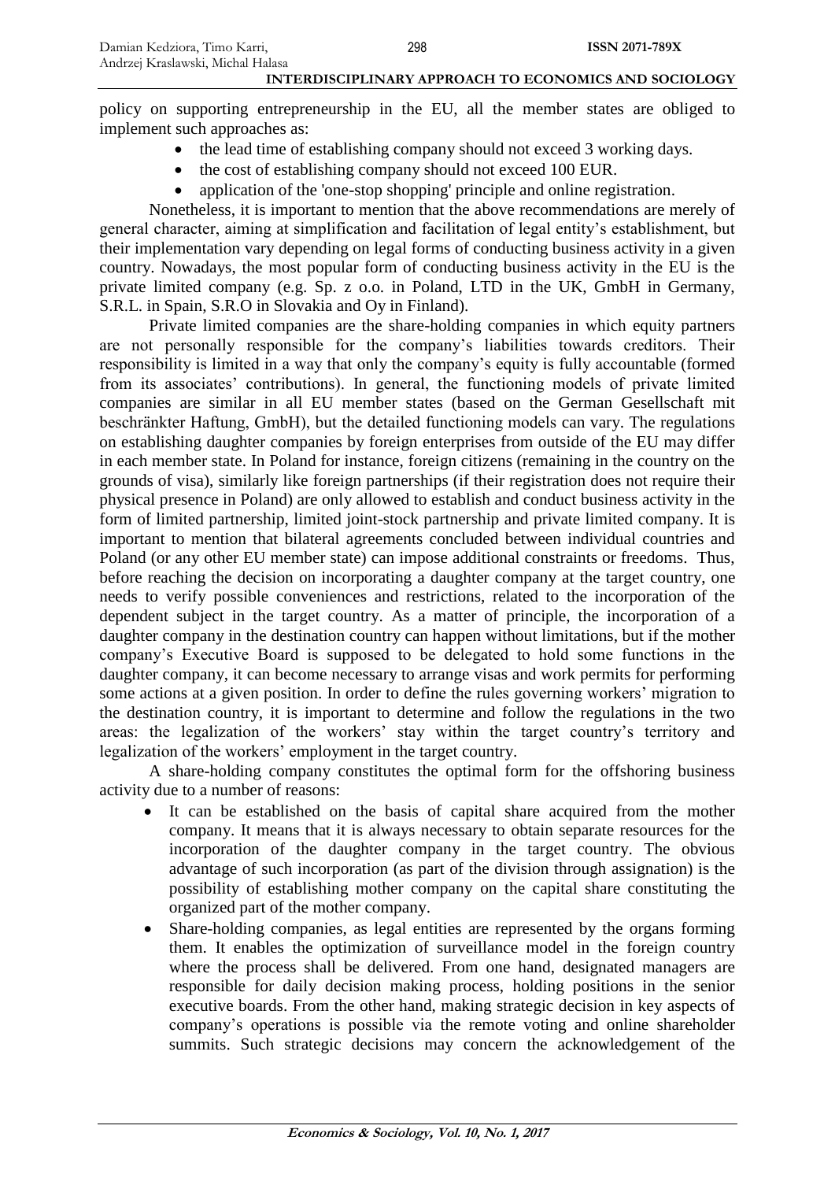policy on supporting entrepreneurship in the EU, all the member states are obliged to implement such approaches as:

- the lead time of establishing company should not exceed 3 working days.
- the cost of establishing company should not exceed 100 EUR.
- application of the 'one-stop shopping' principle and online registration.

Nonetheless, it is important to mention that the above recommendations are merely of general character, aiming at simplification and facilitation of legal entity's establishment, but their implementation vary depending on legal forms of conducting business activity in a given country. Nowadays, the most popular form of conducting business activity in the EU is the private limited company (e.g. Sp. z o.o. in Poland, LTD in the UK, GmbH in Germany, S.R.L. in Spain, S.R.O in Slovakia and Oy in Finland).

Private limited companies are the share-holding companies in which equity partners are not personally responsible for the company's liabilities towards creditors. Their responsibility is limited in a way that only the company's equity is fully accountable (formed from its associates' contributions). In general, the functioning models of private limited companies are similar in all EU member states (based on the German Gesellschaft mit beschränkter Haftung, GmbH), but the detailed functioning models can vary. The regulations on establishing daughter companies by foreign enterprises from outside of the EU may differ in each member state. In Poland for instance, foreign citizens (remaining in the country on the grounds of visa), similarly like foreign partnerships (if their registration does not require their physical presence in Poland) are only allowed to establish and conduct business activity in the form of limited partnership, limited joint-stock partnership and private limited company. It is important to mention that bilateral agreements concluded between individual countries and Poland (or any other EU member state) can impose additional constraints or freedoms. Thus, before reaching the decision on incorporating a daughter company at the target country, one needs to verify possible conveniences and restrictions, related to the incorporation of the dependent subject in the target country. As a matter of principle, the incorporation of a daughter company in the destination country can happen without limitations, but if the mother company's Executive Board is supposed to be delegated to hold some functions in the daughter company, it can become necessary to arrange visas and work permits for performing some actions at a given position. In order to define the rules governing workers' migration to the destination country, it is important to determine and follow the regulations in the two areas: the legalization of the workers' stay within the target country's territory and legalization of the workers' employment in the target country.

A share-holding company constitutes the optimal form for the offshoring business activity due to a number of reasons:

- It can be established on the basis of capital share acquired from the mother company. It means that it is always necessary to obtain separate resources for the incorporation of the daughter company in the target country. The obvious advantage of such incorporation (as part of the division through assignation) is the possibility of establishing mother company on the capital share constituting the organized part of the mother company.
- Share-holding companies, as legal entities are represented by the organs forming them. It enables the optimization of surveillance model in the foreign country where the process shall be delivered. From one hand, designated managers are responsible for daily decision making process, holding positions in the senior executive boards. From the other hand, making strategic decision in key aspects of company's operations is possible via the remote voting and online shareholder summits. Such strategic decisions may concern the acknowledgement of the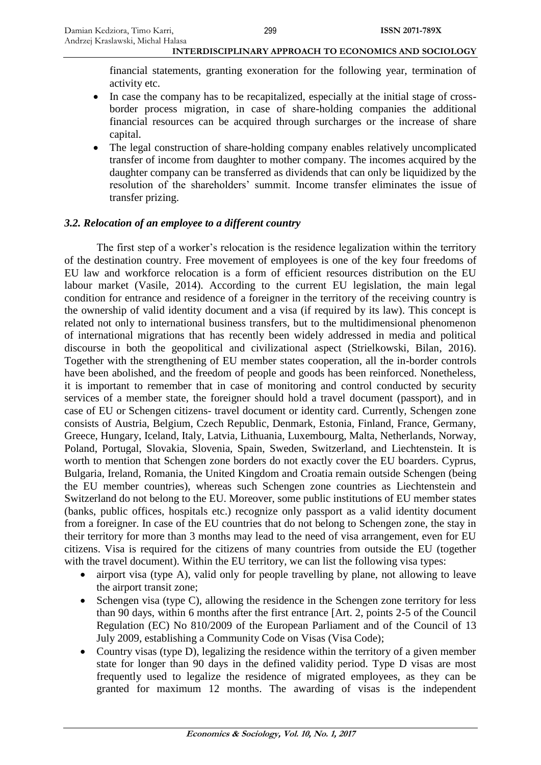financial statements, granting exoneration for the following year, termination of activity etc.

- In case the company has to be recapitalized, especially at the initial stage of cross-border process migration, in case of share-holding companies the additional financial resources can be acquired through surcharges or the increase of share capital.
- The legal construction of share-holding company enables relatively uncomplicated transfer of income from daughter to mother company. The incomes acquired by the daughter company can be transferred as dividends that can only be liquidized by the resolution of the shareholders' summit. Income transfer eliminates the issue of transfer prizing.

### *3.2. Relocation of an employee to a different country*

The first step of a worker's relocation is the residence legalization within the territory of the destination country. Free movement of employees is one of the key four freedoms of EU law and workforce relocation is a form of efficient resources distribution on the EU labour market (Vasile, 2014). According to the current EU legislation, the main legal condition for entrance and residence of a foreigner in the territory of the receiving country is the ownership of valid identity document and a visa (if required by its law). This concept is related not only to international business transfers, but to the multidimensional phenomenon of international migrations that has recently been widely addressed in media and political discourse in both the geopolitical and civilizational aspect (Strielkowski, Bilan, 2016). Together with the strengthening of EU member states cooperation, all the in-border controls have been abolished, and the freedom of people and goods has been reinforced. Nonetheless, it is important to remember that in case of monitoring and control conducted by security services of a member state, the foreigner should hold a travel document (passport), and in case of EU or Schengen citizens- travel document or identity card. Currently, Schengen zone consists of Austria, Belgium, Czech Republic, Denmark, Estonia, Finland, France, Germany, Greece, Hungary, Iceland, Italy, Latvia, Lithuania, Luxembourg, Malta, Netherlands, Norway, Poland, Portugal, Slovakia, Slovenia, Spain, Sweden, Switzerland, and Liechtenstein. It is worth to mention that Schengen zone borders do not exactly cover the EU boarders. Cyprus, Bulgaria, Ireland, Romania, the United Kingdom and Croatia remain outside Schengen (being the EU member countries), whereas such Schengen zone countries as Liechtenstein and Switzerland do not belong to the EU. Moreover, some public institutions of EU member states (banks, public offices, hospitals etc.) recognize only passport as a valid identity document from a foreigner. In case of the EU countries that do not belong to Schengen zone, the stay in their territory for more than 3 months may lead to the need of visa arrangement, even for EU citizens. Visa is required for the citizens of many countries from outside the EU (together with the travel document). Within the EU territory, we can list the following visa types:

- airport visa (type A), valid only for people travelling by plane, not allowing to leave the airport transit zone;
- Schengen visa (type C), allowing the residence in the Schengen zone territory for less than 90 days, within 6 months after the first entrance [Art. 2, points 2-5 of the Council Regulation (EC) No 810/2009 of the European Parliament and of the Council of 13 July 2009, establishing a Community Code on Visas (Visa Code);
- Country visas (type D), legalizing the residence within the territory of a given member state for longer than 90 days in the defined validity period. Type D visas are most frequently used to legalize the residence of migrated employees, as they can be granted for maximum 12 months. The awarding of visas is the independent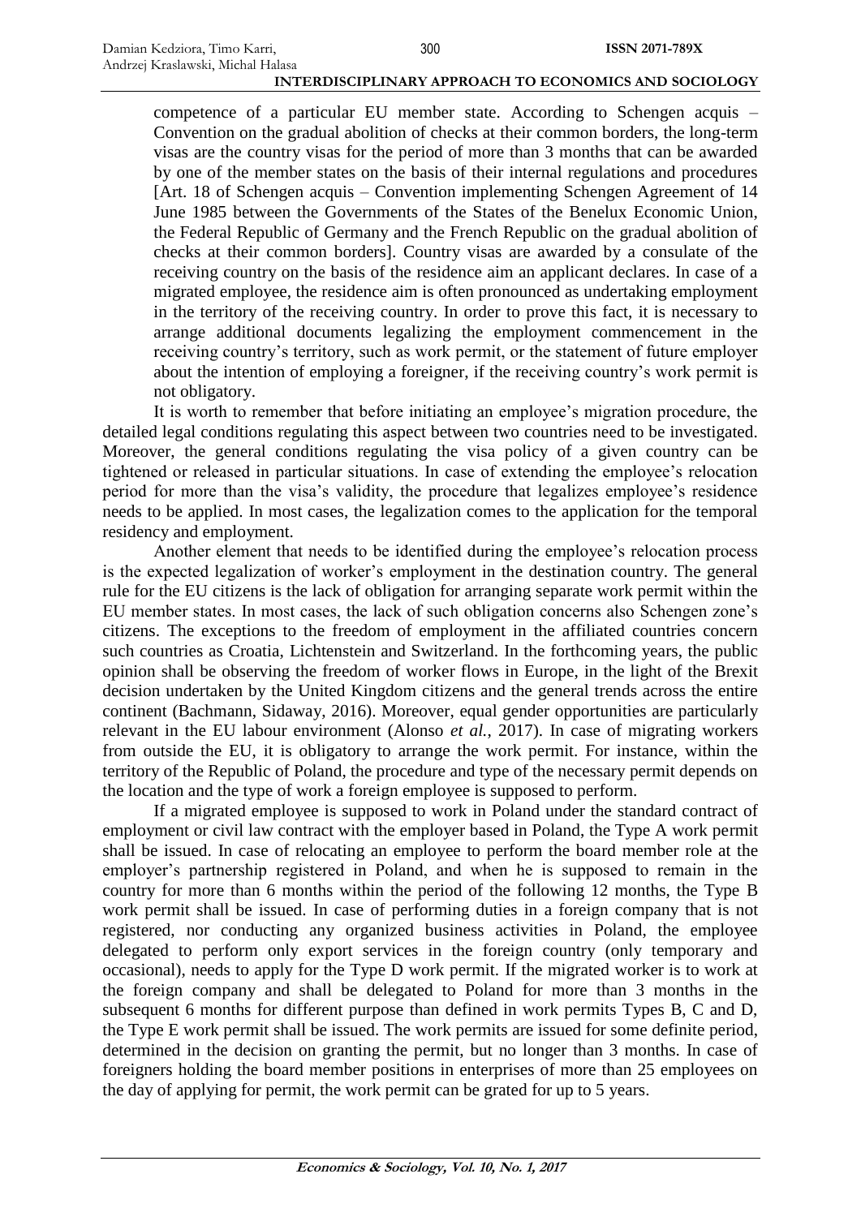competence of a particular EU member state. According to Schengen acquis – Convention on the gradual abolition of checks at their common borders, the long-term visas are the country visas for the period of more than 3 months that can be awarded by one of the member states on the basis of their internal regulations and procedures [Art. 18 of Schengen acquis – Convention implementing Schengen Agreement of 14 June 1985 between the Governments of the States of the Benelux Economic Union, the Federal Republic of Germany and the French Republic on the gradual abolition of checks at their common borders]. Country visas are awarded by a consulate of the receiving country on the basis of the residence aim an applicant declares. In case of a migrated employee, the residence aim is often pronounced as undertaking employment in the territory of the receiving country. In order to prove this fact, it is necessary to arrange additional documents legalizing the employment commencement in the receiving country's territory, such as work permit, or the statement of future employer about the intention of employing a foreigner, if the receiving country's work permit is not obligatory.

It is worth to remember that before initiating an employee's migration procedure, the detailed legal conditions regulating this aspect between two countries need to be investigated. Moreover, the general conditions regulating the visa policy of a given country can be tightened or released in particular situations. In case of extending the employee's relocation period for more than the visa's validity, the procedure that legalizes employee's residence needs to be applied. In most cases, the legalization comes to the application for the temporal residency and employment.

Another element that needs to be identified during the employee's relocation process is the expected legalization of worker's employment in the destination country. The general rule for the EU citizens is the lack of obligation for arranging separate work permit within the EU member states. In most cases, the lack of such obligation concerns also Schengen zone's citizens. The exceptions to the freedom of employment in the affiliated countries concern such countries as Croatia, Lichtenstein and Switzerland. In the forthcoming years, the public opinion shall be observing the freedom of worker flows in Europe, in the light of the Brexit decision undertaken by the United Kingdom citizens and the general trends across the entire continent (Bachmann, Sidaway, 2016). Moreover, equal gender opportunities are particularly relevant in the EU labour environment (Alonso *et al.*, 2017). In case of migrating workers from outside the EU, it is obligatory to arrange the work permit. For instance, within the territory of the Republic of Poland, the procedure and type of the necessary permit depends on the location and the type of work a foreign employee is supposed to perform.

If a migrated employee is supposed to work in Poland under the standard contract of employment or civil law contract with the employer based in Poland, the Type A work permit shall be issued. In case of relocating an employee to perform the board member role at the employer's partnership registered in Poland, and when he is supposed to remain in the country for more than 6 months within the period of the following 12 months, the Type B work permit shall be issued. In case of performing duties in a foreign company that is not registered, nor conducting any organized business activities in Poland, the employee delegated to perform only export services in the foreign country (only temporary and occasional), needs to apply for the Type D work permit. If the migrated worker is to work at the foreign company and shall be delegated to Poland for more than 3 months in the subsequent 6 months for different purpose than defined in work permits Types B, C and D, the Type E work permit shall be issued. The work permits are issued for some definite period, determined in the decision on granting the permit, but no longer than 3 months. In case of foreigners holding the board member positions in enterprises of more than 25 employees on the day of applying for permit, the work permit can be grated for up to 5 years.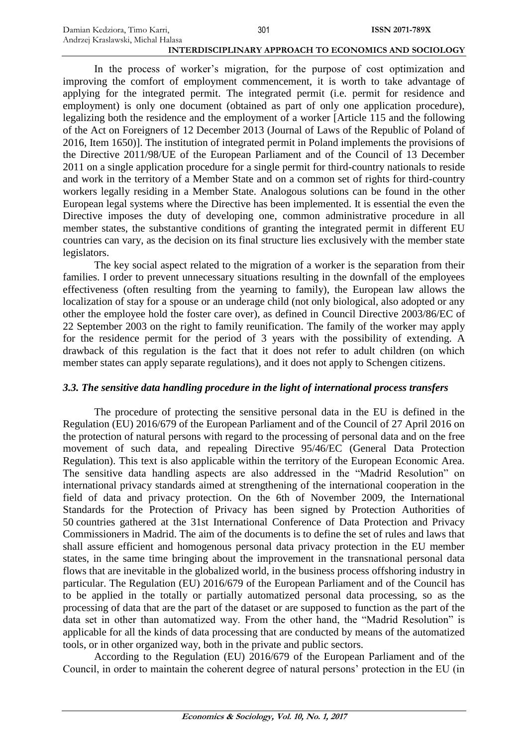In the process of worker's migration, for the purpose of cost optimization and improving the comfort of employment commencement, it is worth to take advantage of applying for the integrated permit. The integrated permit (i.e. permit for residence and employment) is only one document (obtained as part of only one application procedure), legalizing both the residence and the employment of a worker [Article 115 and the following of the Act on Foreigners of 12 December 2013 (Journal of Laws of the Republic of Poland of 2016, Item 1650)]. The institution of integrated permit in Poland implements the provisions of the Directive 2011/98/UE of the European Parliament and of the Council of 13 December 2011 on a single application procedure for a single permit for third-country nationals to reside and work in the territory of a Member State and on a common set of rights for third-country workers legally residing in a Member State. Analogous solutions can be found in the other European legal systems where the Directive has been implemented. It is essential the even the Directive imposes the duty of developing one, common administrative procedure in all member states, the substantive conditions of granting the integrated permit in different EU countries can vary, as the decision on its final structure lies exclusively with the member state legislators.

The key social aspect related to the migration of a worker is the separation from their families. I order to prevent unnecessary situations resulting in the downfall of the employees effectiveness (often resulting from the yearning to family), the European law allows the localization of stay for a spouse or an underage child (not only biological, also adopted or any other the employee hold the foster care over), as defined in Council Directive 2003/86/EC of 22 September 2003 on the right to family reunification. The family of the worker may apply for the residence permit for the period of 3 years with the possibility of extending. A drawback of this regulation is the fact that it does not refer to adult children (on which member states can apply separate regulations), and it does not apply to Schengen citizens.

### *3.3. The sensitive data handling procedure in the light of international process transfers*

The procedure of protecting the sensitive personal data in the EU is defined in the Regulation (EU) 2016/679 of the European Parliament and of the Council of 27 April 2016 on the protection of natural persons with regard to the processing of personal data and on the free movement of such data, and repealing Directive 95/46/EC (General Data Protection Regulation). This text is also applicable within the territory of the European Economic Area. The sensitive data handling aspects are also addressed in the "Madrid Resolution" on international privacy standards aimed at strengthening of the international cooperation in the field of data and privacy protection. On the 6th of November 2009, the International Standards for the Protection of Privacy has been signed by Protection Authorities of 50 countries gathered at the 31st International Conference of Data Protection and Privacy Commissioners in Madrid. The aim of the documents is to define the set of rules and laws that shall assure efficient and homogenous personal data privacy protection in the EU member states, in the same time bringing about the improvement in the transnational personal data flows that are inevitable in the globalized world, in the business process offshoring industry in particular. The Regulation (EU) 2016/679 of the European Parliament and of the Council has to be applied in the totally or partially automatized personal data processing, so as the processing of data that are the part of the dataset or are supposed to function as the part of the data set in other than automatized way. From the other hand, the "Madrid Resolution" is applicable for all the kinds of data processing that are conducted by means of the automatized tools, or in other organized way, both in the private and public sectors.

According to the Regulation (EU) 2016/679 of the European Parliament and of the Council, in order to maintain the coherent degree of natural persons' protection in the EU (in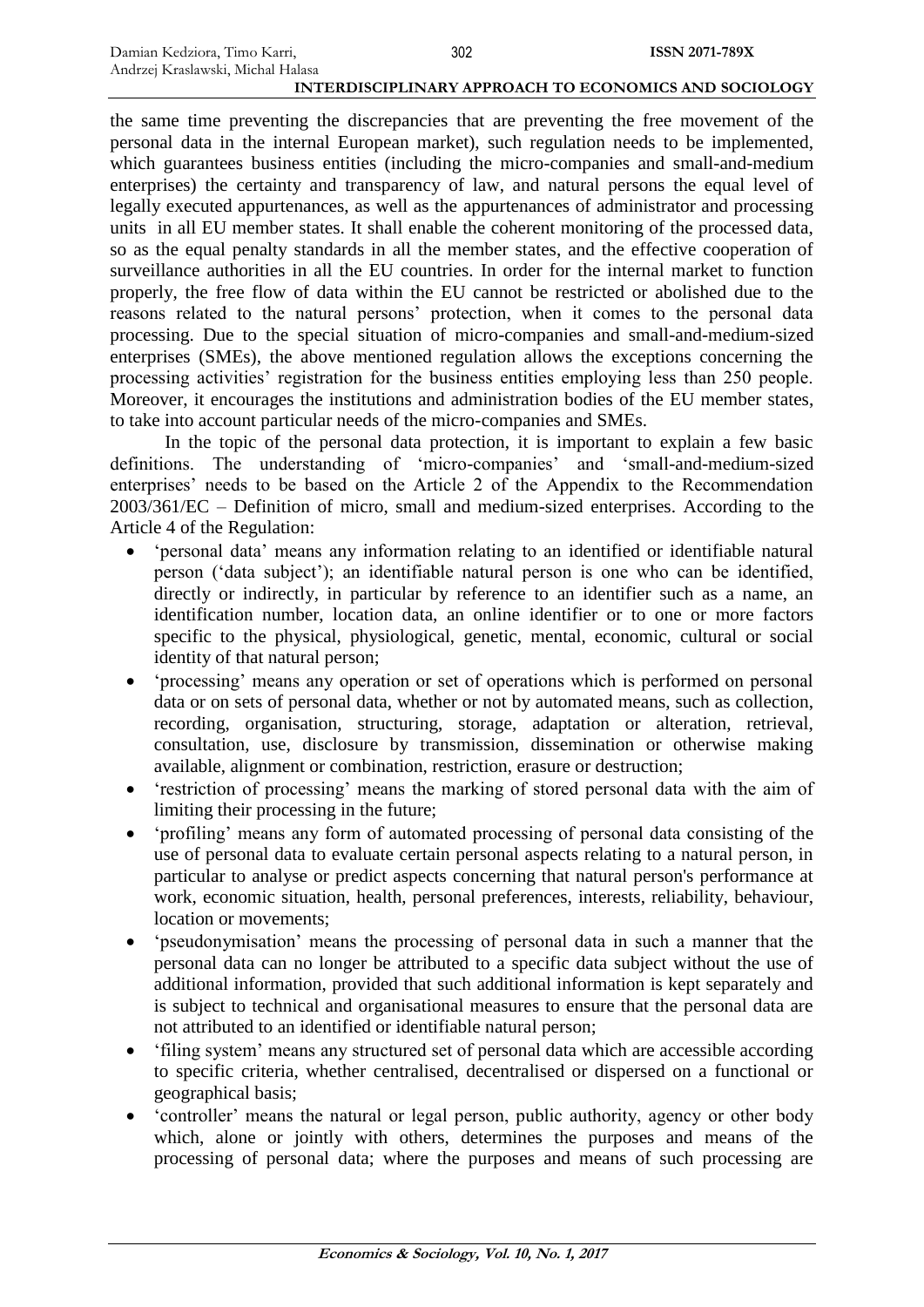the same time preventing the discrepancies that are preventing the free movement of the personal data in the internal European market), such regulation needs to be implemented, which guarantees business entities (including the micro-companies and small-and-medium enterprises) the certainty and transparency of law, and natural persons the equal level of legally executed appurtenances, as well as the appurtenances of administrator and processing units in all EU member states. It shall enable the coherent monitoring of the processed data, so as the equal penalty standards in all the member states, and the effective cooperation of surveillance authorities in all the EU countries. In order for the internal market to function properly, the free flow of data within the EU cannot be restricted or abolished due to the reasons related to the natural persons' protection, when it comes to the personal data processing. Due to the special situation of micro-companies and small-and-medium-sized enterprises (SMEs), the above mentioned regulation allows the exceptions concerning the processing activities' registration for the business entities employing less than 250 people. Moreover, it encourages the institutions and administration bodies of the EU member states, to take into account particular needs of the micro-companies and SMEs.

In the topic of the personal data protection, it is important to explain a few basic definitions. The understanding of 'micro-companies' and 'small-and-medium-sized enterprises' needs to be based on the Article 2 of the Appendix to the Recommendation 2003/361/EC – Definition of micro, small and medium-sized enterprises. According to the Article 4 of the Regulation:

- 'personal data' means any information relating to an identified or identifiable natural person ('data subject'); an identifiable natural person is one who can be identified, directly or indirectly, in particular by reference to an identifier such as a name, an identification number, location data, an online identifier or to one or more factors specific to the physical, physiological, genetic, mental, economic, cultural or social identity of that natural person;
- 'processing' means any operation or set of operations which is performed on personal data or on sets of personal data, whether or not by automated means, such as collection, recording, organisation, structuring, storage, adaptation or alteration, retrieval, consultation, use, disclosure by transmission, dissemination or otherwise making available, alignment or combination, restriction, erasure or destruction;
- 'restriction of processing' means the marking of stored personal data with the aim of limiting their processing in the future;
- 'profiling' means any form of automated processing of personal data consisting of the use of personal data to evaluate certain personal aspects relating to a natural person, in particular to analyse or predict aspects concerning that natural person's performance at work, economic situation, health, personal preferences, interests, reliability, behaviour, location or movements;
- 'pseudonymisation' means the processing of personal data in such a manner that the personal data can no longer be attributed to a specific data subject without the use of additional information, provided that such additional information is kept separately and is subject to technical and organisational measures to ensure that the personal data are not attributed to an identified or identifiable natural person;
- 'filing system' means any structured set of personal data which are accessible according to specific criteria, whether centralised, decentralised or dispersed on a functional or geographical basis;
- 'controller' means the natural or legal person, public authority, agency or other body which, alone or jointly with others, determines the purposes and means of the processing of personal data; where the purposes and means of such processing are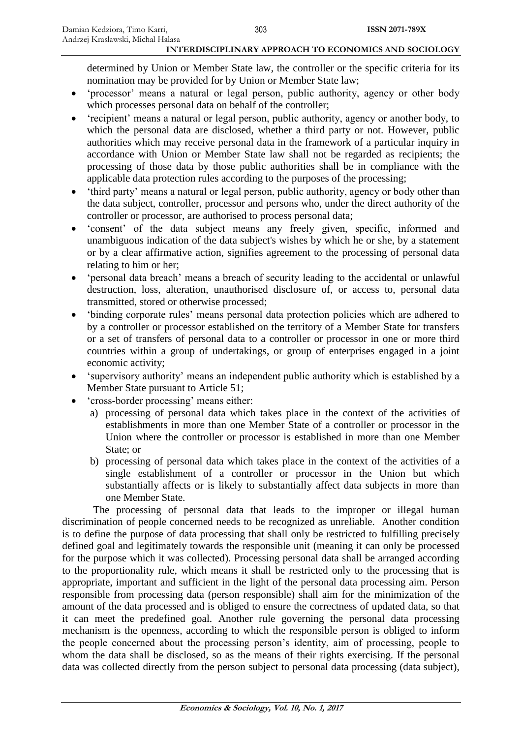determined by Union or Member State law, the controller or the specific criteria for its nomination may be provided for by Union or Member State law;

- 'processor' means a natural or legal person, public authority, agency or other body which processes personal data on behalf of the controller;
- 'recipient' means a natural or legal person, public authority, agency or another body, to which the personal data are disclosed, whether a third party or not. However, public authorities which may receive personal data in the framework of a particular inquiry in accordance with Union or Member State law shall not be regarded as recipients; the processing of those data by those public authorities shall be in compliance with the applicable data protection rules according to the purposes of the processing;
- 'third party' means a natural or legal person, public authority, agency or body other than the data subject, controller, processor and persons who, under the direct authority of the controller or processor, are authorised to process personal data;
- 'consent' of the data subject means any freely given, specific, informed and unambiguous indication of the data subject's wishes by which he or she, by a statement or by a clear affirmative action, signifies agreement to the processing of personal data relating to him or her;
- 'personal data breach' means a breach of security leading to the accidental or unlawful destruction, loss, alteration, unauthorised disclosure of, or access to, personal data transmitted, stored or otherwise processed;
- 'binding corporate rules' means personal data protection policies which are adhered to by a controller or processor established on the territory of a Member State for transfers or a set of transfers of personal data to a controller or processor in one or more third countries within a group of undertakings, or group of enterprises engaged in a joint economic activity;
- 'supervisory authority' means an independent public authority which is established by a Member State pursuant to Article 51;
- 'cross-border processing' means either:
  a) processing of personal data which takes place in the context of the activities of establishments in more than one Member State of a controller or processor in the Union where the controller or processor is established in more than one Member State; or
  b) processing of personal data which takes place in the context of the activities of a single establishment of a controller or processor in the Union but which substantially affects or is likely to substantially affect data subjects in more than one Member State.

The processing of personal data that leads to the improper or illegal human discrimination of people concerned needs to be recognized as unreliable. Another condition is to define the purpose of data processing that shall only be restricted to fulfilling precisely defined goal and legitimately towards the responsible unit (meaning it can only be processed for the purpose which it was collected). Processing personal data shall be arranged according to the proportionality rule, which means it shall be restricted only to the processing that is appropriate, important and sufficient in the light of the personal data processing aim. Person responsible from processing data (person responsible) shall aim for the minimization of the amount of the data processed and is obliged to ensure the correctness of updated data, so that it can meet the predefined goal. Another rule governing the personal data processing mechanism is the openness, according to which the responsible person is obliged to inform the people concerned about the processing person's identity, aim of processing, people to whom the data shall be disclosed, so as the means of their rights exercising. If the personal data was collected directly from the person subject to personal data processing (data subject),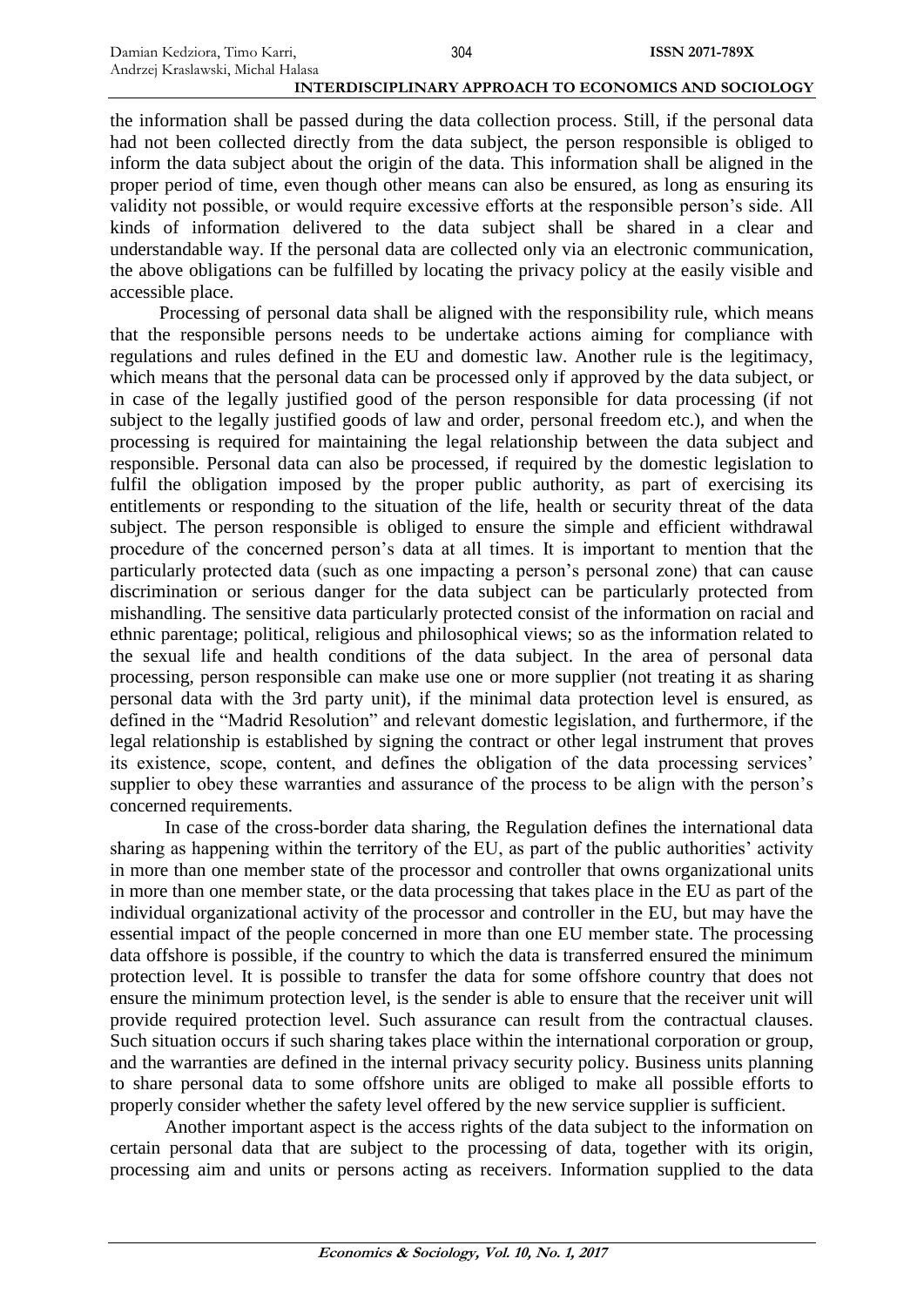the information shall be passed during the data collection process. Still, if the personal data had not been collected directly from the data subject, the person responsible is obliged to inform the data subject about the origin of the data. This information shall be aligned in the proper period of time, even though other means can also be ensured, as long as ensuring its validity not possible, or would require excessive efforts at the responsible person's side. All kinds of information delivered to the data subject shall be shared in a clear and understandable way. If the personal data are collected only via an electronic communication, the above obligations can be fulfilled by locating the privacy policy at the easily visible and accessible place.

Processing of personal data shall be aligned with the responsibility rule, which means that the responsible persons needs to be undertake actions aiming for compliance with regulations and rules defined in the EU and domestic law. Another rule is the legitimacy, which means that the personal data can be processed only if approved by the data subject, or in case of the legally justified good of the person responsible for data processing (if not subject to the legally justified goods of law and order, personal freedom etc.), and when the processing is required for maintaining the legal relationship between the data subject and responsible. Personal data can also be processed, if required by the domestic legislation to fulfil the obligation imposed by the proper public authority, as part of exercising its entitlements or responding to the situation of the life, health or security threat of the data subject. The person responsible is obliged to ensure the simple and efficient withdrawal procedure of the concerned person's data at all times. It is important to mention that the particularly protected data (such as one impacting a person's personal zone) that can cause discrimination or serious danger for the data subject can be particularly protected from mishandling. The sensitive data particularly protected consist of the information on racial and ethnic parentage; political, religious and philosophical views; so as the information related to the sexual life and health conditions of the data subject. In the area of personal data processing, person responsible can make use one or more supplier (not treating it as sharing personal data with the 3rd party unit), if the minimal data protection level is ensured, as defined in the "Madrid Resolution" and relevant domestic legislation, and furthermore, if the legal relationship is established by signing the contract or other legal instrument that proves its existence, scope, content, and defines the obligation of the data processing services' supplier to obey these warranties and assurance of the process to be align with the person's concerned requirements.

In case of the cross-border data sharing, the Regulation defines the international data sharing as happening within the territory of the EU, as part of the public authorities' activity in more than one member state of the processor and controller that owns organizational units in more than one member state, or the data processing that takes place in the EU as part of the individual organizational activity of the processor and controller in the EU, but may have the essential impact of the people concerned in more than one EU member state. The processing data offshore is possible, if the country to which the data is transferred ensured the minimum protection level. It is possible to transfer the data for some offshore country that does not ensure the minimum protection level, is the sender is able to ensure that the receiver unit will provide required protection level. Such assurance can result from the contractual clauses. Such situation occurs if such sharing takes place within the international corporation or group, and the warranties are defined in the internal privacy security policy. Business units planning to share personal data to some offshore units are obliged to make all possible efforts to properly consider whether the safety level offered by the new service supplier is sufficient.

Another important aspect is the access rights of the data subject to the information on certain personal data that are subject to the processing of data, together with its origin, processing aim and units or persons acting as receivers. Information supplied to the data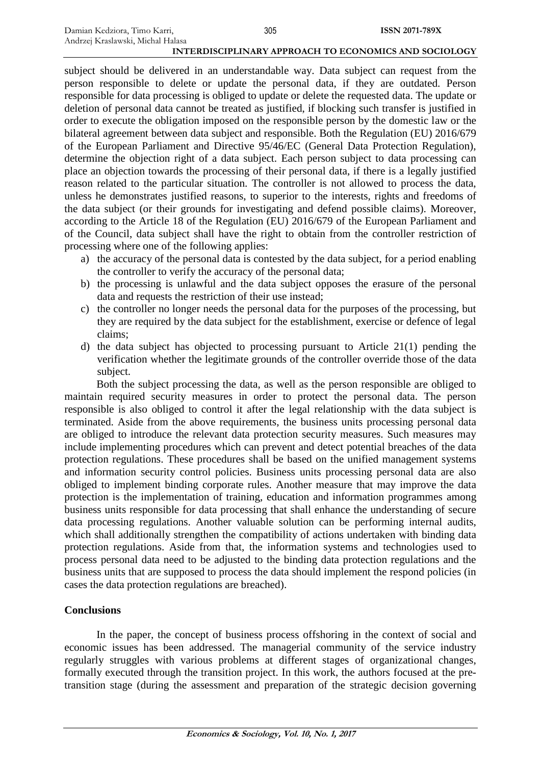subject should be delivered in an understandable way. Data subject can request from the person responsible to delete or update the personal data, if they are outdated. Person responsible for data processing is obliged to update or delete the requested data. The update or deletion of personal data cannot be treated as justified, if blocking such transfer is justified in order to execute the obligation imposed on the responsible person by the domestic law or the bilateral agreement between data subject and responsible. Both the Regulation (EU) 2016/679 of the European Parliament and Directive 95/46/EC (General Data Protection Regulation), determine the objection right of a data subject. Each person subject to data processing can place an objection towards the processing of their personal data, if there is a legally justified reason related to the particular situation. The controller is not allowed to process the data, unless he demonstrates justified reasons, to superior to the interests, rights and freedoms of the data subject (or their grounds for investigating and defend possible claims). Moreover, according to the Article 18 of the Regulation (EU) 2016/679 of the European Parliament and of the Council, data subject shall have the right to obtain from the controller restriction of processing where one of the following applies:

a) the accuracy of the personal data is contested by the data subject, for a period enabling the controller to verify the accuracy of the personal data;
b) the processing is unlawful and the data subject opposes the erasure of the personal data and requests the restriction of their use instead;
c) the controller no longer needs the personal data for the purposes of the processing, but they are required by the data subject for the establishment, exercise or defence of legal claims;
d) the data subject has objected to processing pursuant to Article 21(1) pending the verification whether the legitimate grounds of the controller override those of the data subject.

Both the subject processing the data, as well as the person responsible are obliged to maintain required security measures in order to protect the personal data. The person responsible is also obliged to control it after the legal relationship with the data subject is terminated. Aside from the above requirements, the business units processing personal data are obliged to introduce the relevant data protection security measures. Such measures may include implementing procedures which can prevent and detect potential breaches of the data protection regulations. These procedures shall be based on the unified management systems and information security control policies. Business units processing personal data are also obliged to implement binding corporate rules. Another measure that may improve the data protection is the implementation of training, education and information programmes among business units responsible for data processing that shall enhance the understanding of secure data processing regulations. Another valuable solution can be performing internal audits, which shall additionally strengthen the compatibility of actions undertaken with binding data protection regulations. Aside from that, the information systems and technologies used to process personal data need to be adjusted to the binding data protection regulations and the business units that are supposed to process the data should implement the respond policies (in cases the data protection regulations are breached).

## Conclusions

In the paper, the concept of business process offshoring in the context of social and economic issues has been addressed. The managerial community of the service industry regularly struggles with various problems at different stages of organizational changes, formally executed through the transition project. In this work, the authors focused at the pre-transition stage (during the assessment and preparation of the strategic decision governing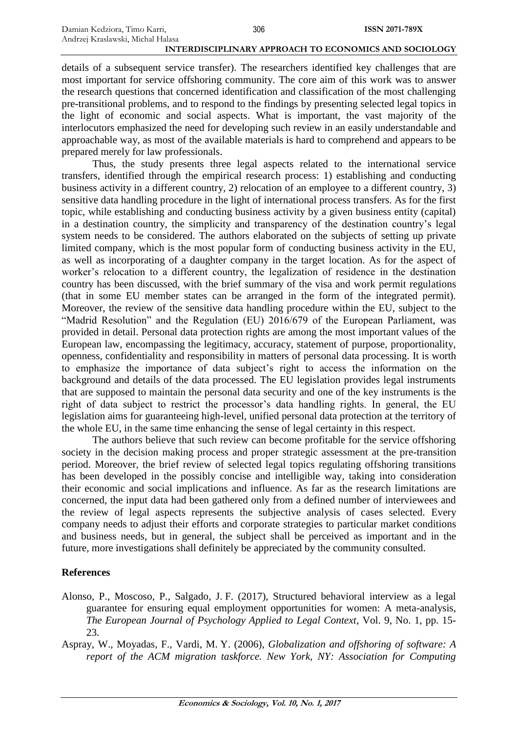details of a subsequent service transfer). The researchers identified key challenges that are most important for service offshoring community. The core aim of this work was to answer the research questions that concerned identification and classification of the most challenging pre-transitional problems, and to respond to the findings by presenting selected legal topics in the light of economic and social aspects. What is important, the vast majority of the interlocutors emphasized the need for developing such review in an easily understandable and approachable way, as most of the available materials is hard to comprehend and appears to be prepared merely for law professionals.

Thus, the study presents three legal aspects related to the international service transfers, identified through the empirical research process: 1) establishing and conducting business activity in a different country, 2) relocation of an employee to a different country, 3) sensitive data handling procedure in the light of international process transfers. As for the first topic, while establishing and conducting business activity by a given business entity (capital) in a destination country, the simplicity and transparency of the destination country's legal system needs to be considered. The authors elaborated on the subjects of setting up private limited company, which is the most popular form of conducting business activity in the EU, as well as incorporating of a daughter company in the target location. As for the aspect of worker's relocation to a different country, the legalization of residence in the destination country has been discussed, with the brief summary of the visa and work permit regulations (that in some EU member states can be arranged in the form of the integrated permit). Moreover, the review of the sensitive data handling procedure within the EU, subject to the "Madrid Resolution" and the Regulation (EU) 2016/679 of the European Parliament, was provided in detail. Personal data protection rights are among the most important values of the European law, encompassing the legitimacy, accuracy, statement of purpose, proportionality, openness, confidentiality and responsibility in matters of personal data processing. It is worth to emphasize the importance of data subject's right to access the information on the background and details of the data processed. The EU legislation provides legal instruments that are supposed to maintain the personal data security and one of the key instruments is the right of data subject to restrict the processor's data handling rights. In general, the EU legislation aims for guaranteeing high-level, unified personal data protection at the territory of the whole EU, in the same time enhancing the sense of legal certainty in this respect.

The authors believe that such review can become profitable for the service offshoring society in the decision making process and proper strategic assessment at the pre-transition period. Moreover, the brief review of selected legal topics regulating offshoring transitions has been developed in the possibly concise and intelligible way, taking into consideration their economic and social implications and influence. As far as the research limitations are concerned, the input data had been gathered only from a defined number of interviewees and the review of legal aspects represents the subjective analysis of cases selected. Every company needs to adjust their efforts and corporate strategies to particular market conditions and business needs, but in general, the subject shall be perceived as important and in the future, more investigations shall definitely be appreciated by the community consulted.

## References

Alonso, P., Moscoso, P., Salgado, J. F. (2017), Structured behavioral interview as a legal guarantee for ensuring equal employment opportunities for women: A meta-analysis, *The European Journal of Psychology Applied to Legal Context*, Vol. 9, No. 1, pp. 15-23.

Aspray, W., Moyadas, F., Vardi, M. Y. (2006), *Globalization and offshoring of software: A report of the ACM migration taskforce. New York, NY: Association for Computing*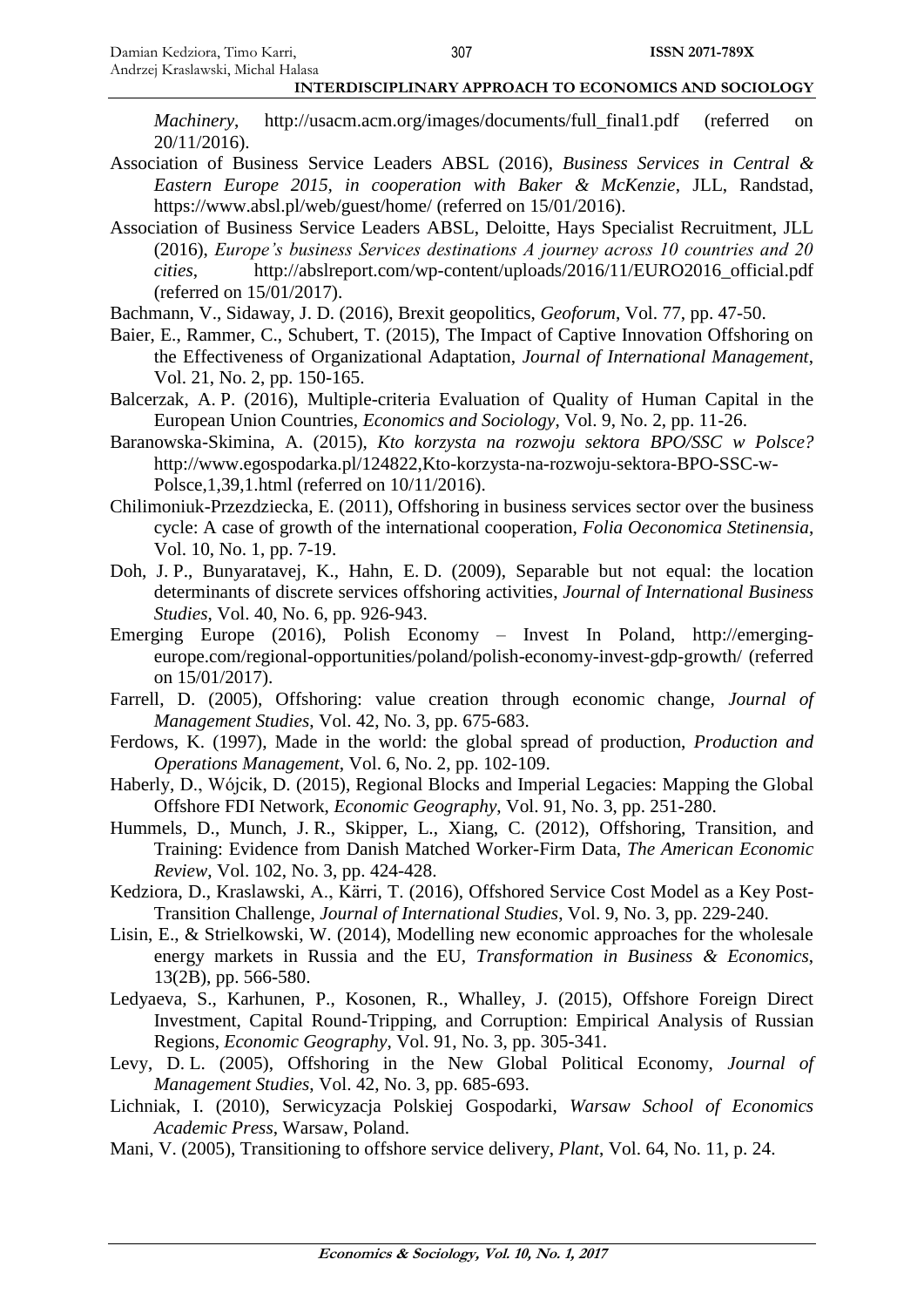*Machinery*, http://usacm.acm.org/images/documents/full_final1.pdf (referred on 20/11/2016).

Association of Business Service Leaders ABSL (2016), *Business Services in Central & Eastern Europe 2015, in cooperation with Baker & McKenzie*, JLL, Randstad, https://www.absl.pl/web/guest/home/ (referred on 15/01/2016).

Association of Business Service Leaders ABSL, Deloitte, Hays Specialist Recruitment, JLL (2016), *Europe's business Services destinations A journey across 10 countries and 20 cities*, http://abslreport.com/wp-content/uploads/2016/11/EURO2016_official.pdf (referred on 15/01/2017).

Bachmann, V., Sidaway, J. D. (2016), Brexit geopolitics, *Geoforum*, Vol. 77, pp. 47-50.

Baier, E., Rammer, C., Schubert, T. (2015), The Impact of Captive Innovation Offshoring on the Effectiveness of Organizational Adaptation, *Journal of International Management*, Vol. 21, No. 2, pp. 150-165.

Balcerzak, A. P. (2016), Multiple-criteria Evaluation of Quality of Human Capital in the European Union Countries, *Economics and Sociology*, Vol. 9, No. 2, pp. 11-26.

Baranowska-Skimina, A. (2015), *Kto korzysta na rozwoju sektora BPO/SSC w Polsce?* http://www.egospodarka.pl/124822,Kto-korzysta-na-rozwoju-sektora-BPO-SSC-w-Polsce,1,39,1.html (referred on 10/11/2016).

Chilimoniuk-Przezdziecka, E. (2011), Offshoring in business services sector over the business cycle: A case of growth of the international cooperation, *Folia Oeconomica Stetinensia*, Vol. 10, No. 1, pp. 7-19.

Doh, J. P., Bunyaratavej, K., Hahn, E. D. (2009), Separable but not equal: the location determinants of discrete services offshoring activities, *Journal of International Business Studies*, Vol. 40, No. 6, pp. 926-943.

Emerging Europe (2016), Polish Economy – Invest In Poland, http://emerging-europe.com/regional-opportunities/poland/polish-economy-invest-gdp-growth/ (referred on 15/01/2017).

Farrell, D. (2005), Offshoring: value creation through economic change, *Journal of Management Studies*, Vol. 42, No. 3, pp. 675-683.

Ferdows, K. (1997), Made in the world: the global spread of production, *Production and Operations Management*, Vol. 6, No. 2, pp. 102-109.

Haberly, D., Wójcik, D. (2015), Regional Blocks and Imperial Legacies: Mapping the Global Offshore FDI Network, *Economic Geography*, Vol. 91, No. 3, pp. 251-280.

Hummels, D., Munch, J. R., Skipper, L., Xiang, C. (2012), Offshoring, Transition, and Training: Evidence from Danish Matched Worker-Firm Data, *The American Economic Review*, Vol. 102, No. 3, pp. 424-428.

Kedziora, D., Kraslawski, A., Kärri, T. (2016), Offshored Service Cost Model as a Key Post-Transition Challenge, *Journal of International Studies*, Vol. 9, No. 3, pp. 229-240.

Lisin, E., & Strielkowski, W. (2014), Modelling new economic approaches for the wholesale energy markets in Russia and the EU, *Transformation in Business & Economics*, 13(2B), pp. 566-580.

Ledyaeva, S., Karhunen, P., Kosonen, R., Whalley, J. (2015), Offshore Foreign Direct Investment, Capital Round-Tripping, and Corruption: Empirical Analysis of Russian Regions, *Economic Geography*, Vol. 91, No. 3, pp. 305-341.

Levy, D. L. (2005), Offshoring in the New Global Political Economy, *Journal of Management Studies*, Vol. 42, No. 3, pp. 685-693.

Lichniak, I. (2010), Serwicyzacja Polskiej Gospodarki, *Warsaw School of Economics Academic Press*, Warsaw, Poland.

Mani, V. (2005), Transitioning to offshore service delivery, *Plant*, Vol. 64, No. 11, p. 24.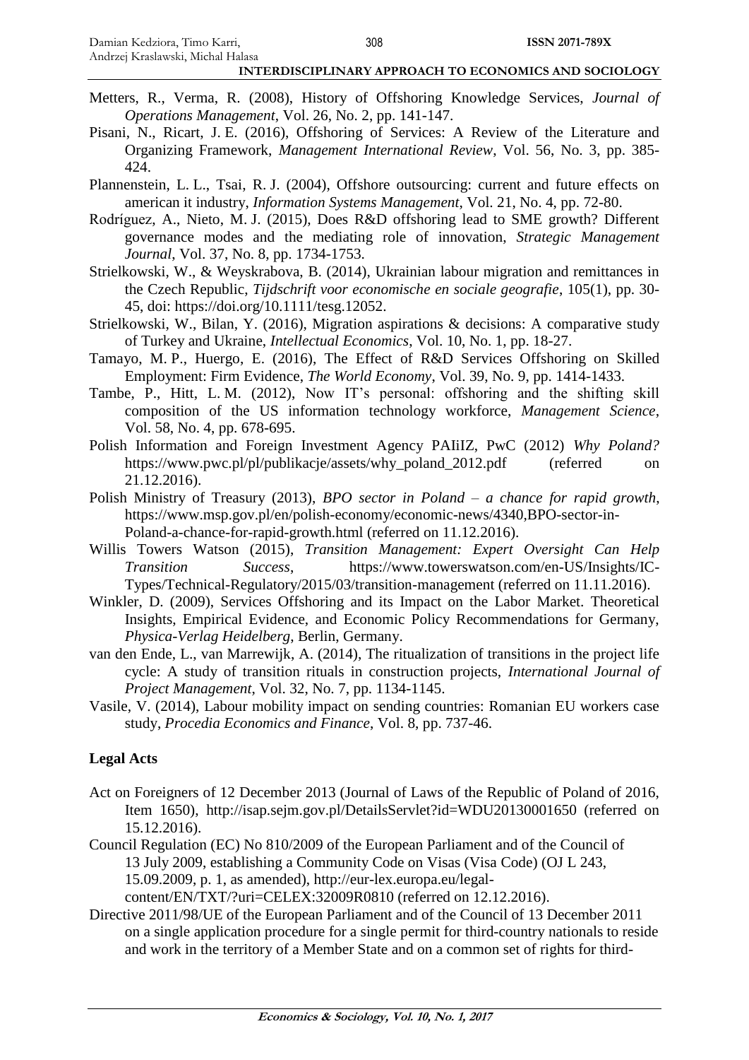Metters, R., Verma, R. (2008), History of Offshoring Knowledge Services, *Journal of Operations Management*, Vol. 26, No. 2, pp. 141-147.

Pisani, N., Ricart, J. E. (2016), Offshoring of Services: A Review of the Literature and Organizing Framework, *Management International Review*, Vol. 56, No. 3, pp. 385-424.

Plannenstein, L. L., Tsai, R. J. (2004), Offshore outsourcing: current and future effects on american it industry, *Information Systems Management*, Vol. 21, No. 4, pp. 72-80.

Rodríguez, A., Nieto, M. J. (2015), Does R&D offshoring lead to SME growth? Different governance modes and the mediating role of innovation, *Strategic Management Journal*, Vol. 37, No. 8, pp. 1734-1753.

Strielkowski, W., & Weyskrabova, B. (2014), Ukrainian labour migration and remittances in the Czech Republic, *Tijdschrift voor economische en sociale geografie*, 105(1), pp. 30-45, doi: https://doi.org/10.1111/tesg.12052.

Strielkowski, W., Bilan, Y. (2016), Migration aspirations & decisions: A comparative study of Turkey and Ukraine, *Intellectual Economics*, Vol. 10, No. 1, pp. 18-27.

Tamayo, M. P., Huergo, E. (2016), The Effect of R&D Services Offshoring on Skilled Employment: Firm Evidence, *The World Economy*, Vol. 39, No. 9, pp. 1414-1433.

Tambe, P., Hitt, L. M. (2012), Now IT's personal: offshoring and the shifting skill composition of the US information technology workforce, *Management Science*, Vol. 58, No. 4, pp. 678-695.

Polish Information and Foreign Investment Agency PAIiIZ, PwC (2012) *Why Poland?* https://www.pwc.pl/pl/publikacje/assets/why_poland_2012.pdf (referred on 21.12.2016).

Polish Ministry of Treasury (2013), *BPO sector in Poland – a chance for rapid growth*, https://www.msp.gov.pl/en/polish-economy/economic-news/4340,BPO-sector-in-Poland-a-chance-for-rapid-growth.html (referred on 11.12.2016).

Willis Towers Watson (2015), *Transition Management: Expert Oversight Can Help Transition Success*, https://www.towerswatson.com/en-US/Insights/IC-Types/Technical-Regulatory/2015/03/transition-management (referred on 11.11.2016).

Winkler, D. (2009), Services Offshoring and its Impact on the Labor Market. Theoretical Insights, Empirical Evidence, and Economic Policy Recommendations for Germany, *Physica-Verlag Heidelberg*, Berlin, Germany.

van den Ende, L., van Marrewijk, A. (2014), The ritualization of transitions in the project life cycle: A study of transition rituals in construction projects, *International Journal of Project Management*, Vol. 32, No. 7, pp. 1134-1145.

Vasile, V. (2014), Labour mobility impact on sending countries: Romanian EU workers case study, *Procedia Economics and Finance*, Vol. 8, pp. 737-46.

## Legal Acts

Act on Foreigners of 12 December 2013 (Journal of Laws of the Republic of Poland of 2016, Item 1650), http://isap.sejm.gov.pl/DetailsServlet?id=WDU20130001650 (referred on 15.12.2016).

Council Regulation (EC) No 810/2009 of the European Parliament and of the Council of 13 July 2009, establishing a Community Code on Visas (Visa Code) (OJ L 243, 15.09.2009, p. 1, as amended), http://eur-lex.europa.eu/legal-content/EN/TXT/?uri=CELEX:32009R0810 (referred on 12.12.2016).

Directive 2011/98/UE of the European Parliament and of the Council of 13 December 2011 on a single application procedure for a single permit for third-country nationals to reside and work in the territory of a Member State and on a common set of rights for third-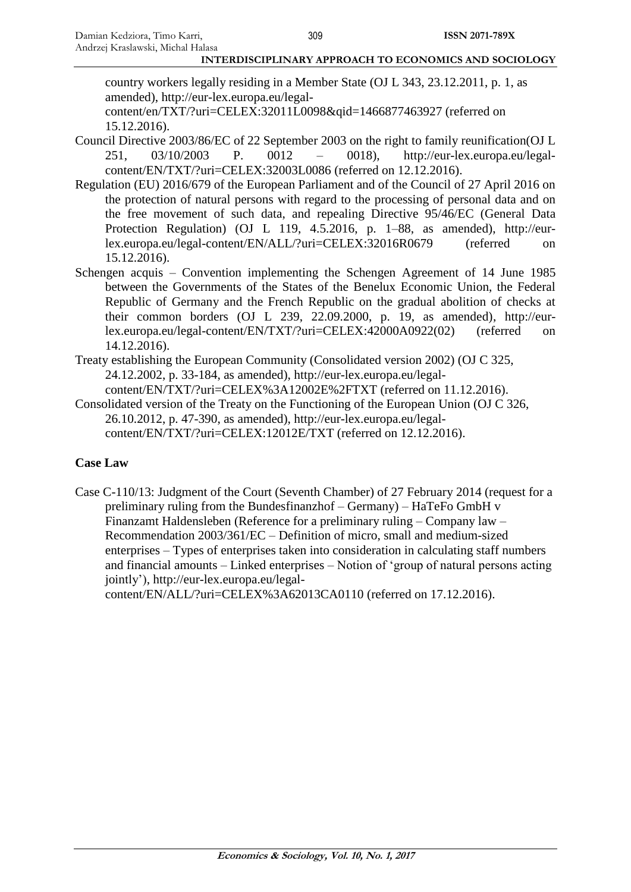country workers legally residing in a Member State (OJ L 343, 23.12.2011, p. 1, as amended), http://eur-lex.europa.eu/legal-content/en/TXT/?uri=CELEX:32011L0098&qid=1466877463927 (referred on 15.12.2016).

Council Directive 2003/86/EC of 22 September 2003 on the right to family reunification(OJ L 251, 03/10/2003 P. 0012 – 0018), http://eur-lex.europa.eu/legal-content/EN/TXT/?uri=CELEX:32003L0086 (referred on 12.12.2016).

Regulation (EU) 2016/679 of the European Parliament and of the Council of 27 April 2016 on the protection of natural persons with regard to the processing of personal data and on the free movement of such data, and repealing Directive 95/46/EC (General Data Protection Regulation) (OJ L 119, 4.5.2016, p. 1–88, as amended), http://eur-lex.europa.eu/legal-content/EN/ALL/?uri=CELEX:32016R0679 (referred on 15.12.2016).

Schengen acquis – Convention implementing the Schengen Agreement of 14 June 1985 between the Governments of the States of the Benelux Economic Union, the Federal Republic of Germany and the French Republic on the gradual abolition of checks at their common borders (OJ L 239, 22.09.2000, p. 19, as amended), http://eur-lex.europa.eu/legal-content/EN/TXT/?uri=CELEX:42000A0922(02) (referred on 14.12.2016).

Treaty establishing the European Community (Consolidated version 2002) (OJ C 325, 24.12.2002, p. 33-184, as amended), http://eur-lex.europa.eu/legal-content/EN/TXT/?uri=CELEX%3A12002E%2FTXT (referred on 11.12.2016).

Consolidated version of the Treaty on the Functioning of the European Union (OJ C 326, 26.10.2012, p. 47-390, as amended), http://eur-lex.europa.eu/legal-content/EN/TXT/?uri=CELEX:12012E/TXT (referred on 12.12.2016).

## Case Law

Case C-110/13: Judgment of the Court (Seventh Chamber) of 27 February 2014 (request for a preliminary ruling from the Bundesfinanzhof – Germany) – HaTeFo GmbH v Finanzamt Haldensleben (Reference for a preliminary ruling – Company law – Recommendation 2003/361/EC – Definition of micro, small and medium-sized enterprises – Types of enterprises taken into consideration in calculating staff numbers and financial amounts – Linked enterprises – Notion of 'group of natural persons acting jointly'), http://eur-lex.europa.eu/legal-content/EN/ALL/?uri=CELEX%3A62013CA0110 (referred on 17.12.2016).